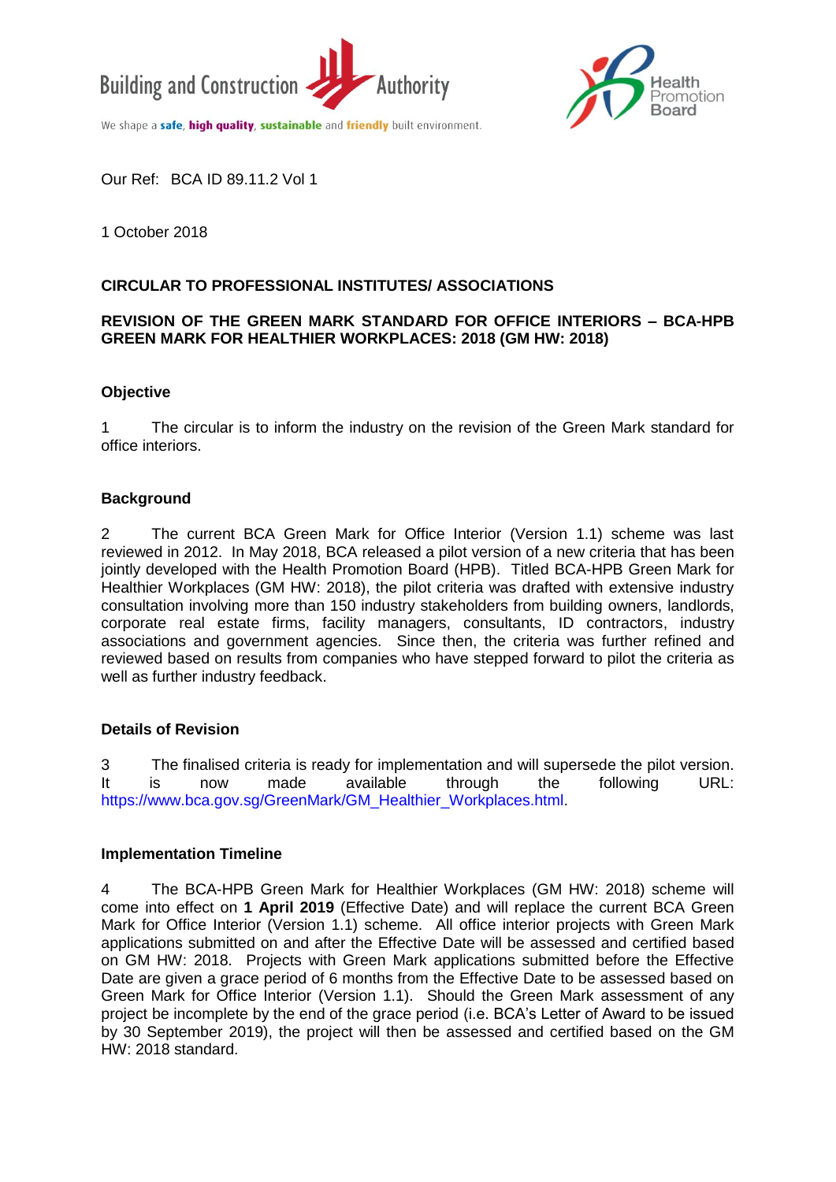Building and Construction Authority

We shape a safe, high quality, sustainable and friendly built environment.

Health Promotion Board

Our Ref: BCA ID 89.11.2 Vol 1

1 October 2018

**CIRCULAR TO PROFESSIONAL INSTITUTES/ ASSOCIATIONS**

**REVISION OF THE GREEN MARK STANDARD FOR OFFICE INTERIORS – BCA-HPB GREEN MARK FOR HEALTHIER WORKPLACES: 2018 (GM HW: 2018)**

**Objective**

1 The circular is to inform the industry on the revision of the Green Mark standard for office interiors.

**Background**

2 The current BCA Green Mark for Office Interior (Version 1.1) scheme was last reviewed in 2012. In May 2018, BCA released a pilot version of a new criteria that has been jointly developed with the Health Promotion Board (HPB). Titled BCA-HPB Green Mark for Healthier Workplaces (GM HW: 2018), the pilot criteria was drafted with extensive industry consultation involving more than 150 industry stakeholders from building owners, landlords, corporate real estate firms, facility managers, consultants, ID contractors, industry associations and government agencies. Since then, the criteria was further refined and reviewed based on results from companies who have stepped forward to pilot the criteria as well as further industry feedback.

**Details of Revision**

3 The finalised criteria is ready for implementation and will supersede the pilot version. It is now made available through the following URL: https://www.bca.gov.sg/GreenMark/GM_Healthier_Workplaces.html.

**Implementation Timeline**

4 The BCA-HPB Green Mark for Healthier Workplaces (GM HW: 2018) scheme will come into effect on **1 April 2019** (Effective Date) and will replace the current BCA Green Mark for Office Interior (Version 1.1) scheme. All office interior projects with Green Mark applications submitted on and after the Effective Date will be assessed and certified based on GM HW: 2018. Projects with Green Mark applications submitted before the Effective Date are given a grace period of 6 months from the Effective Date to be assessed based on Green Mark for Office Interior (Version 1.1). Should the Green Mark assessment of any project be incomplete by the end of the grace period (i.e. BCA's Letter of Award to be issued by 30 September 2019), the project will then be assessed and certified based on the GM HW: 2018 standard.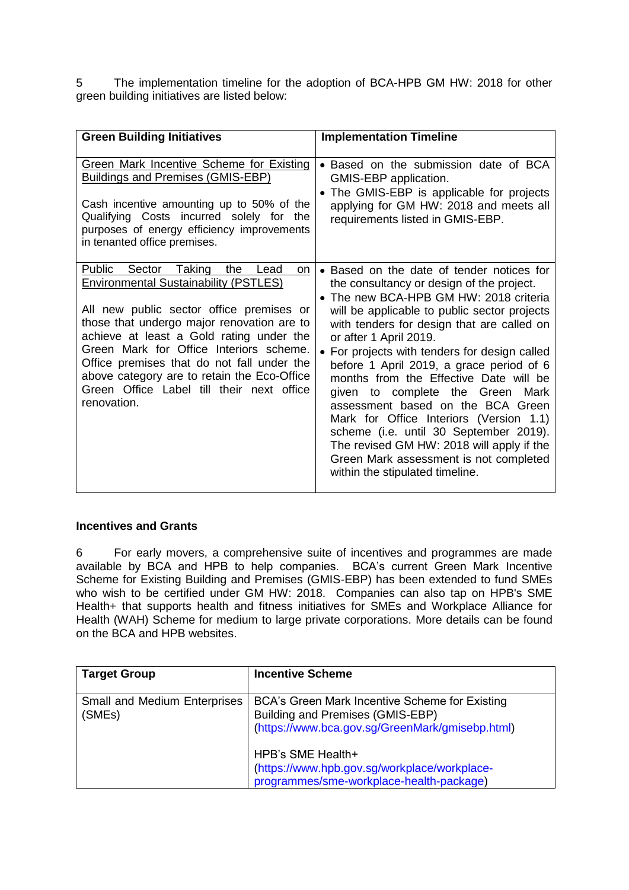5 The implementation timeline for the adoption of BCA-HPB GM HW: 2018 for other green building initiatives are listed below:

| **Green Building Initiatives** | **Implementation Timeline** |
|---|---|
| Green Mark Incentive Scheme for Existing Buildings and Premises (GMIS-EBP)<br><br>Cash incentive amounting up to 50% of the Qualifying Costs incurred solely for the purposes of energy efficiency improvements in tenanted office premises. | • Based on the submission date of BCA GMIS-EBP application.<br>• The GMIS-EBP is applicable for projects applying for GM HW: 2018 and meets all requirements listed in GMIS-EBP. |
| Public Sector Taking the Lead on Environmental Sustainability (PSTLES)<br><br>All new public sector office premises or those that undergo major renovation are to achieve at least a Gold rating under the Green Mark for Office Interiors scheme. Office premises that do not fall under the above category are to retain the Eco-Office Green Office Label till their next office renovation. | • Based on the date of tender notices for the consultancy or design of the project.<br>• The new BCA-HPB GM HW: 2018 criteria will be applicable to public sector projects with tenders for design that are called on or after 1 April 2019.<br>• For projects with tenders for design called before 1 April 2019, a grace period of 6 months from the Effective Date will be given to complete the Green Mark assessment based on the BCA Green Mark for Office Interiors (Version 1.1) scheme (i.e. until 30 September 2019). The revised GM HW: 2018 will apply if the Green Mark assessment is not completed within the stipulated timeline. |

**Incentives and Grants**

6 For early movers, a comprehensive suite of incentives and programmes are made available by BCA and HPB to help companies. BCA's current Green Mark Incentive Scheme for Existing Building and Premises (GMIS-EBP) has been extended to fund SMEs who wish to be certified under GM HW: 2018. Companies can also tap on HPB's SME Health+ that supports health and fitness initiatives for SMEs and Workplace Alliance for Health (WAH) Scheme for medium to large private corporations. More details can be found on the BCA and HPB websites.

| **Target Group** | **Incentive Scheme** |
|---|---|
| Small and Medium Enterprises (SMEs) | BCA's Green Mark Incentive Scheme for Existing Building and Premises (GMIS-EBP) (https://www.bca.gov.sg/GreenMark/gmisebp.html)<br><br>HPB's SME Health+ (https://www.hpb.gov.sg/workplace/workplace-programmes/sme-workplace-health-package) |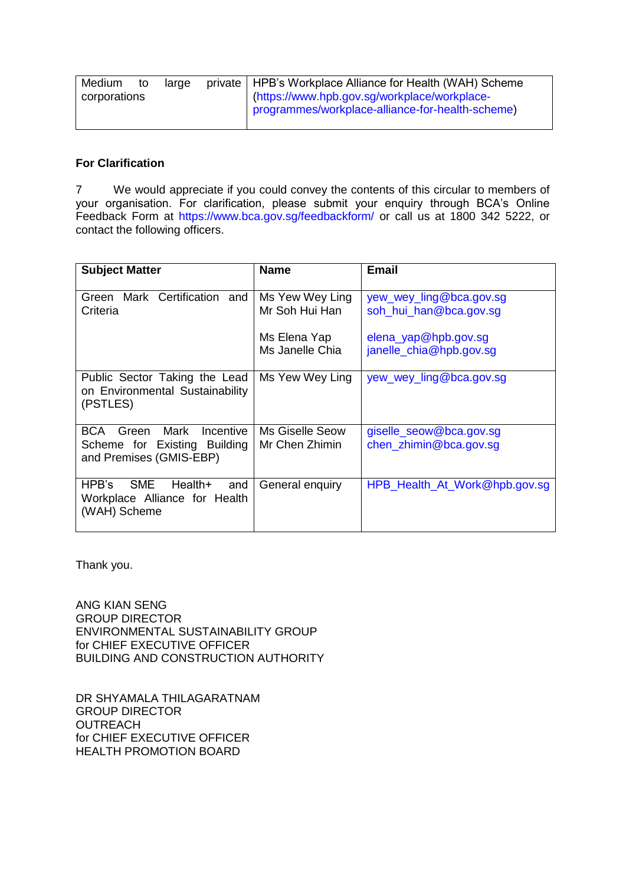| | |
|---|---|
| Medium to large private corporations | HPB's Workplace Alliance for Health (WAH) Scheme (https://www.hpb.gov.sg/workplace/workplace-programmes/workplace-alliance-for-health-scheme) |

**For Clarification**

7 We would appreciate if you could convey the contents of this circular to members of your organisation. For clarification, please submit your enquiry through BCA's Online Feedback Form at https://www.bca.gov.sg/feedbackform/ or call us at 1800 342 5222, or contact the following officers.

| Subject Matter | Name | Email |
|---|---|---|
| Green Mark Certification and Criteria | Ms Yew Wey Ling<br>Mr Soh Hui Han<br><br>Ms Elena Yap<br>Ms Janelle Chia | yew_wey_ling@bca.gov.sg<br>soh_hui_han@bca.gov.sg<br><br>elena_yap@hpb.gov.sg<br>janelle_chia@hpb.gov.sg |
| Public Sector Taking the Lead on Environmental Sustainability (PSTLES) | Ms Yew Wey Ling | yew_wey_ling@bca.gov.sg |
| BCA Green Mark Incentive Scheme for Existing Building and Premises (GMIS-EBP) | Ms Giselle Seow<br>Mr Chen Zhimin | giselle_seow@bca.gov.sg<br>chen_zhimin@bca.gov.sg |
| HPB's SME Health+ and Workplace Alliance for Health (WAH) Scheme | General enquiry | HPB_Health_At_Work@hpb.gov.sg |

Thank you.

ANG KIAN SENG
GROUP DIRECTOR
ENVIRONMENTAL SUSTAINABILITY GROUP
for CHIEF EXECUTIVE OFFICER
BUILDING AND CONSTRUCTION AUTHORITY

DR SHYAMALA THILAGARATNAM
GROUP DIRECTOR
OUTREACH
for CHIEF EXECUTIVE OFFICER
HEALTH PROMOTION BOARD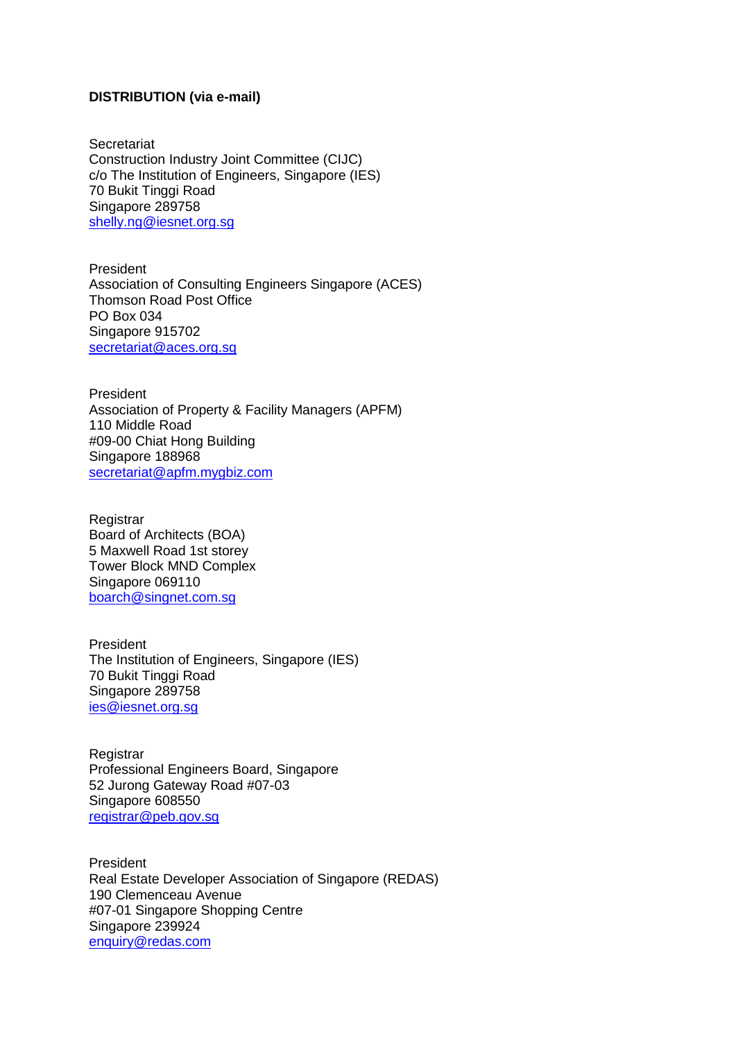**DISTRIBUTION (via e-mail)**

Secretariat
Construction Industry Joint Committee (CIJC)
c/o The Institution of Engineers, Singapore (IES)
70 Bukit Tinggi Road
Singapore 289758
shelly.ng@iesnet.org.sg

President
Association of Consulting Engineers Singapore (ACES)
Thomson Road Post Office
PO Box 034
Singapore 915702
secretariat@aces.org.sg

President
Association of Property & Facility Managers (APFM)
110 Middle Road
#09-00 Chiat Hong Building
Singapore 188968
secretariat@apfm.mygbiz.com

Registrar
Board of Architects (BOA)
5 Maxwell Road 1st storey
Tower Block MND Complex
Singapore 069110
boarch@singnet.com.sg

President
The Institution of Engineers, Singapore (IES)
70 Bukit Tinggi Road
Singapore 289758
ies@iesnet.org.sg

Registrar
Professional Engineers Board, Singapore
52 Jurong Gateway Road #07-03
Singapore 608550
registrar@peb.gov.sg

President
Real Estate Developer Association of Singapore (REDAS)
190 Clemenceau Avenue
#07-01 Singapore Shopping Centre
Singapore 239924
enquiry@redas.com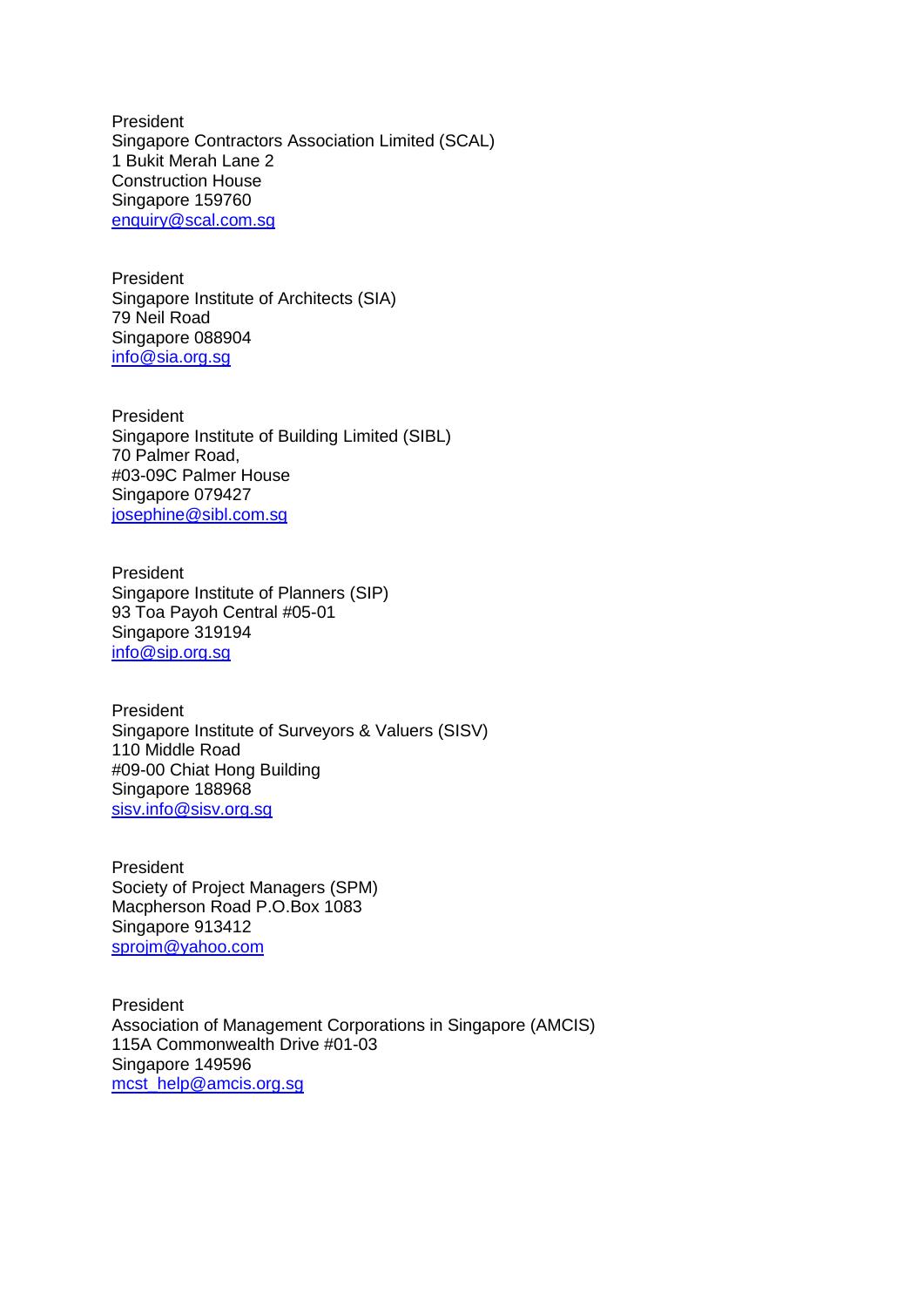President
Singapore Contractors Association Limited (SCAL)
1 Bukit Merah Lane 2
Construction House
Singapore 159760
enquiry@scal.com.sg

President
Singapore Institute of Architects (SIA)
79 Neil Road
Singapore 088904
info@sia.org.sg

President
Singapore Institute of Building Limited (SIBL)
70 Palmer Road,
#03-09C Palmer House
Singapore 079427
josephine@sibl.com.sg

President
Singapore Institute of Planners (SIP)
93 Toa Payoh Central #05-01
Singapore 319194
info@sip.org.sg

President
Singapore Institute of Surveyors & Valuers (SISV)
110 Middle Road
#09-00 Chiat Hong Building
Singapore 188968
sisv.info@sisv.org.sg

President
Society of Project Managers (SPM)
Macpherson Road P.O.Box 1083
Singapore 913412
sprojm@yahoo.com

President
Association of Management Corporations in Singapore (AMCIS)
115A Commonwealth Drive #01-03
Singapore 149596
mcst_help@amcis.org.sg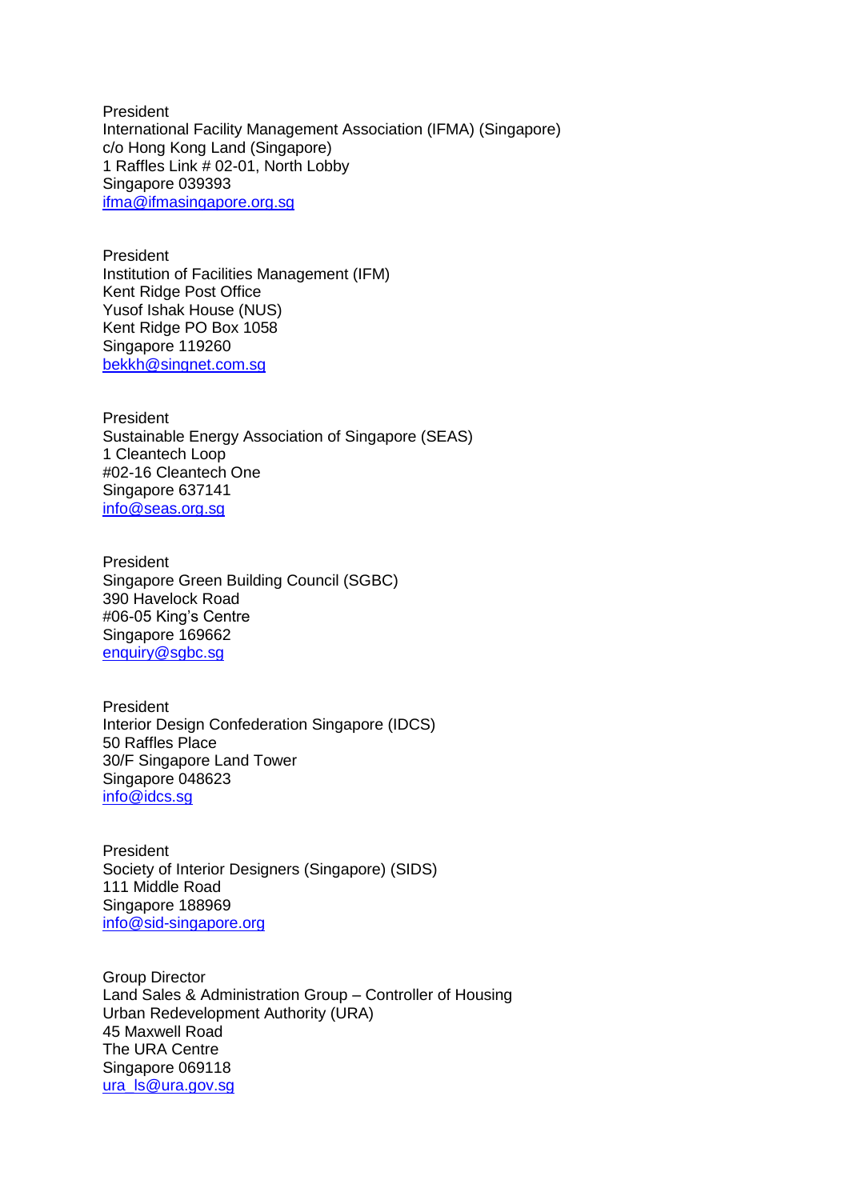President
International Facility Management Association (IFMA) (Singapore)
c/o Hong Kong Land (Singapore)
1 Raffles Link # 02-01, North Lobby
Singapore 039393
ifma@ifmasingapore.org.sg

President
Institution of Facilities Management (IFM)
Kent Ridge Post Office
Yusof Ishak House (NUS)
Kent Ridge PO Box 1058
Singapore 119260
bekkh@singnet.com.sg

President
Sustainable Energy Association of Singapore (SEAS)
1 Cleantech Loop
#02-16 Cleantech One
Singapore 637141
info@seas.org.sg

President
Singapore Green Building Council (SGBC)
390 Havelock Road
#06-05 King's Centre
Singapore 169662
enquiry@sgbc.sg

President
Interior Design Confederation Singapore (IDCS)
50 Raffles Place
30/F Singapore Land Tower
Singapore 048623
info@idcs.sg

President
Society of Interior Designers (Singapore) (SIDS)
111 Middle Road
Singapore 188969
info@sid-singapore.org

Group Director
Land Sales & Administration Group – Controller of Housing
Urban Redevelopment Authority (URA)
45 Maxwell Road
The URA Centre
Singapore 069118
ura_ls@ura.gov.sg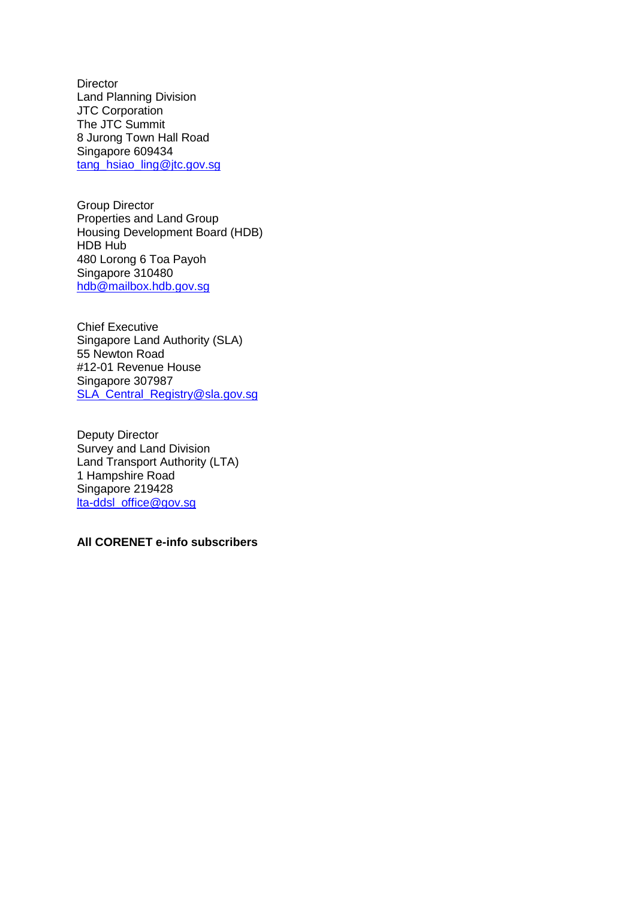Director
Land Planning Division
JTC Corporation
The JTC Summit
8 Jurong Town Hall Road
Singapore 609434
tang_hsiao_ling@jtc.gov.sg

Group Director
Properties and Land Group
Housing Development Board (HDB)
HDB Hub
480 Lorong 6 Toa Payoh
Singapore 310480
hdb@mailbox.hdb.gov.sg

Chief Executive
Singapore Land Authority (SLA)
55 Newton Road
#12-01 Revenue House
Singapore 307987
SLA_Central_Registry@sla.gov.sg

Deputy Director
Survey and Land Division
Land Transport Authority (LTA)
1 Hampshire Road
Singapore 219428
lta-ddsl_office@gov.sg

**All CORENET e-info subscribers**